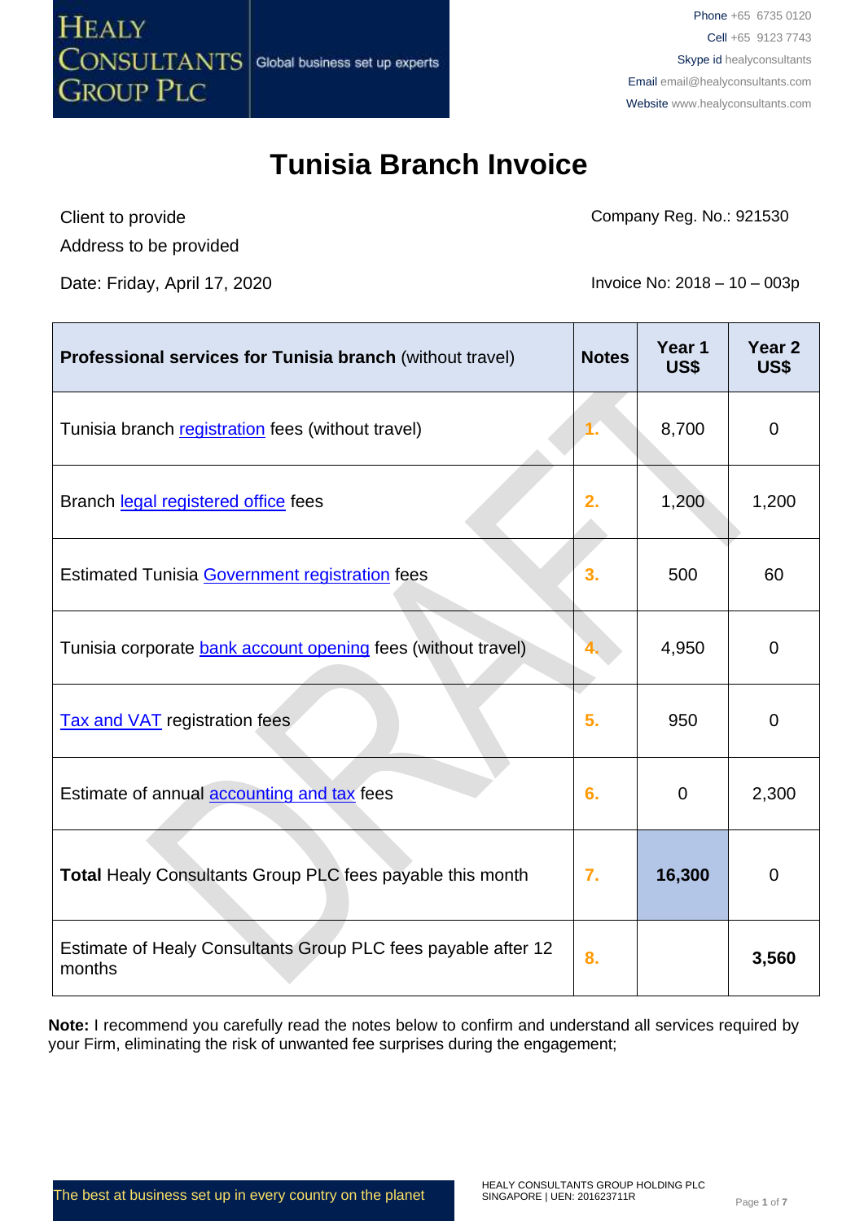Phone +65 6735 0120
Cell +65 9123 7743
Skype id healyconsultants
Email email@healyconsultants.com
Website www.healyconsultants.com

# Tunisia Branch Invoice

Client to provide
Address to be provided

Company Reg. No.: 921530

Date: Friday, April 17, 2020

Invoice No: 2018 – 10 – 003p

| **Professional services for Tunisia branch** (without travel) | Notes | Year 1 US$ | Year 2 US$ |
|---|---|---|---|
| Tunisia branch registration fees (without travel) | 1. | 8,700 | 0 |
| Branch legal registered office fees | 2. | 1,200 | 1,200 |
| Estimated Tunisia Government registration fees | 3. | 500 | 60 |
| Tunisia corporate bank account opening fees (without travel) | 4. | 4,950 | 0 |
| Tax and VAT registration fees | 5. | 950 | 0 |
| Estimate of annual accounting and tax fees | 6. | 0 | 2,300 |
| **Total** Healy Consultants Group PLC fees payable this month | 7. | **16,300** | 0 |
| Estimate of Healy Consultants Group PLC fees payable after 12 months | 8. | | **3,560** |

**Note:** I recommend you carefully read the notes below to confirm and understand all services required by your Firm, eliminating the risk of unwanted fee surprises during the engagement;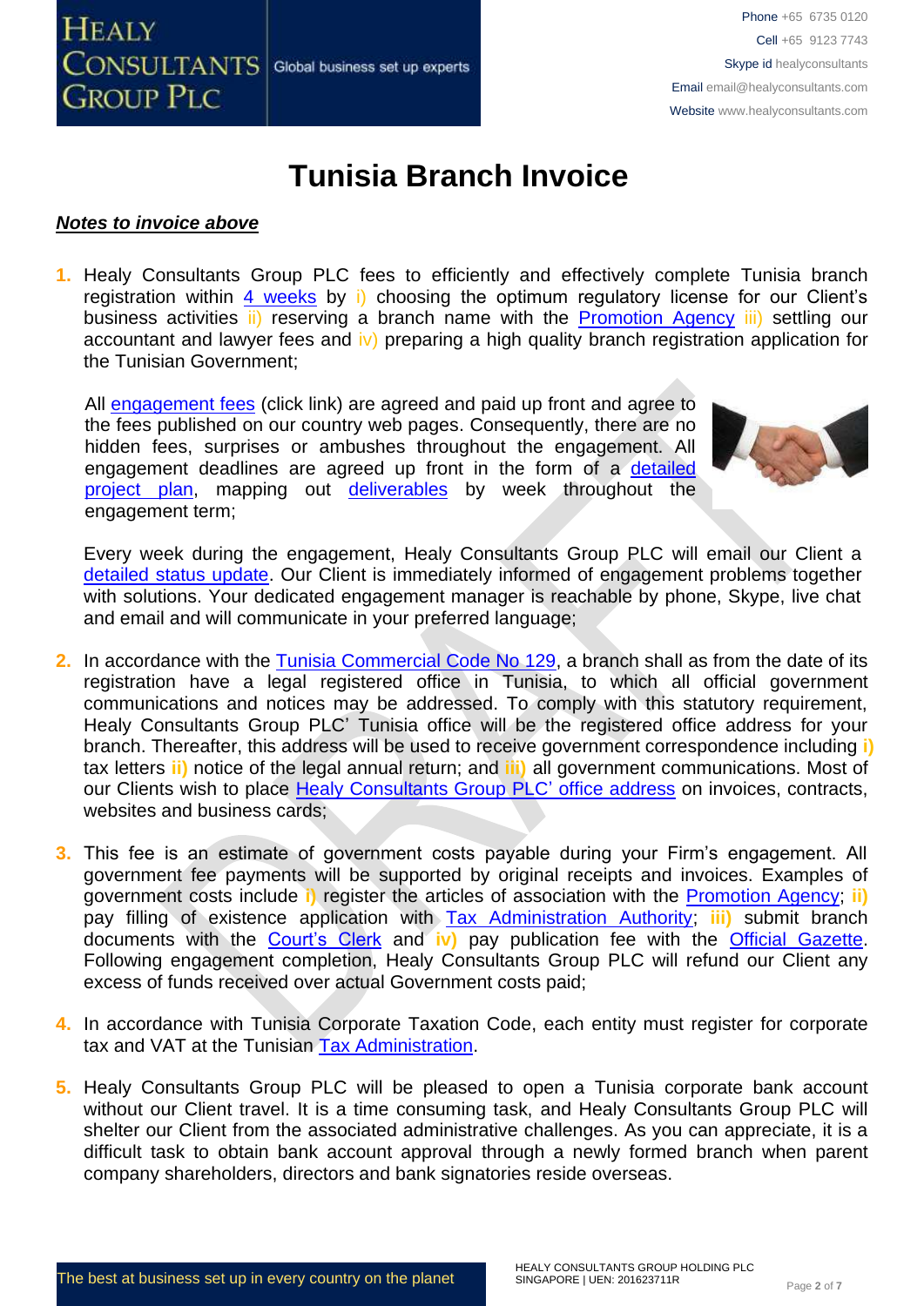# Tunisia Branch Invoice

***Notes to invoice above***

1. Healy Consultants Group PLC fees to efficiently and effectively complete Tunisia branch registration within 4 weeks by i) choosing the optimum regulatory license for our Client's business activities ii) reserving a branch name with the Promotion Agency iii) settling our accountant and lawyer fees and iv) preparing a high quality branch registration application for the Tunisian Government;

   All engagement fees (click link) are agreed and paid up front and agree to the fees published on our country web pages. Consequently, there are no hidden fees, surprises or ambushes throughout the engagement. All engagement deadlines are agreed up front in the form of a detailed project plan, mapping out deliverables by week throughout the engagement term;

   Every week during the engagement, Healy Consultants Group PLC will email our Client a detailed status update. Our Client is immediately informed of engagement problems together with solutions. Your dedicated engagement manager is reachable by phone, Skype, live chat and email and will communicate in your preferred language;

2. In accordance with the Tunisia Commercial Code No 129, a branch shall as from the date of its registration have a legal registered office in Tunisia, to which all official government communications and notices may be addressed. To comply with this statutory requirement, Healy Consultants Group PLC' Tunisia office will be the registered office address for your branch. Thereafter, this address will be used to receive government correspondence including i) tax letters ii) notice of the legal annual return; and iii) all government communications. Most of our Clients wish to place Healy Consultants Group PLC' office address on invoices, contracts, websites and business cards;

3. This fee is an estimate of government costs payable during your Firm's engagement. All government fee payments will be supported by original receipts and invoices. Examples of government costs include i) register the articles of association with the Promotion Agency; ii) pay filling of existence application with Tax Administration Authority; iii) submit branch documents with the Court's Clerk and iv) pay publication fee with the Official Gazette. Following engagement completion, Healy Consultants Group PLC will refund our Client any excess of funds received over actual Government costs paid;

4. In accordance with Tunisia Corporate Taxation Code, each entity must register for corporate tax and VAT at the Tunisian Tax Administration.

5. Healy Consultants Group PLC will be pleased to open a Tunisia corporate bank account without our Client travel. It is a time consuming task, and Healy Consultants Group PLC will shelter our Client from the associated administrative challenges. As you can appreciate, it is a difficult task to obtain bank account approval through a newly formed branch when parent company shareholders, directors and bank signatories reside overseas.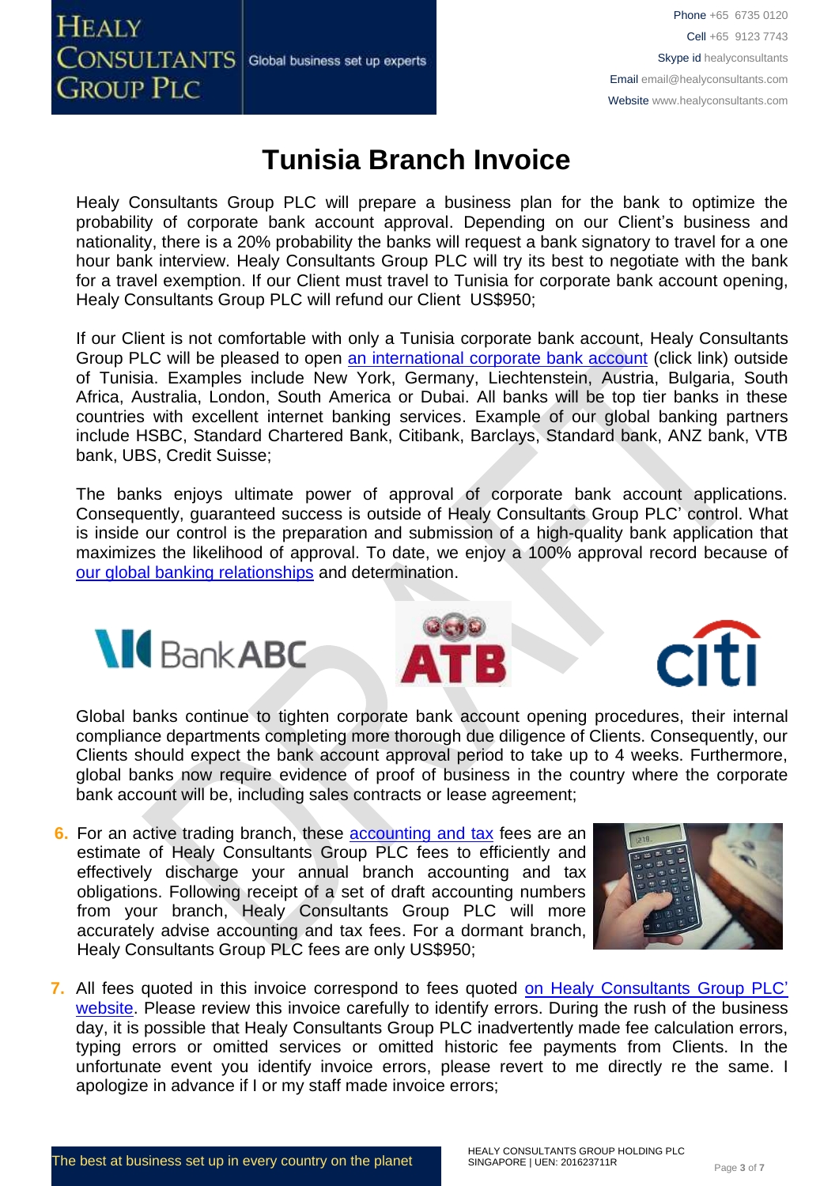# Tunisia Branch Invoice

Healy Consultants Group PLC will prepare a business plan for the bank to optimize the probability of corporate bank account approval. Depending on our Client's business and nationality, there is a 20% probability the banks will request a bank signatory to travel for a one hour bank interview. Healy Consultants Group PLC will try its best to negotiate with the bank for a travel exemption. If our Client must travel to Tunisia for corporate bank account opening, Healy Consultants Group PLC will refund our Client US$950;

If our Client is not comfortable with only a Tunisia corporate bank account, Healy Consultants Group PLC will be pleased to open an international corporate bank account (click link) outside of Tunisia. Examples include New York, Germany, Liechtenstein, Austria, Bulgaria, South Africa, Australia, London, South America or Dubai. All banks will be top tier banks in these countries with excellent internet banking services. Example of our global banking partners include HSBC, Standard Chartered Bank, Citibank, Barclays, Standard bank, ANZ bank, VTB bank, UBS, Credit Suisse;

The banks enjoys ultimate power of approval of corporate bank account applications. Consequently, guaranteed success is outside of Healy Consultants Group PLC' control. What is inside our control is the preparation and submission of a high-quality bank application that maximizes the likelihood of approval. To date, we enjoy a 100% approval record because of our global banking relationships and determination.

Global banks continue to tighten corporate bank account opening procedures, their internal compliance departments completing more thorough due diligence of Clients. Consequently, our Clients should expect the bank account approval period to take up to 4 weeks. Furthermore, global banks now require evidence of proof of business in the country where the corporate bank account will be, including sales contracts or lease agreement;

6. For an active trading branch, these accounting and tax fees are an estimate of Healy Consultants Group PLC fees to efficiently and effectively discharge your annual branch accounting and tax obligations. Following receipt of a set of draft accounting numbers from your branch, Healy Consultants Group PLC will more accurately advise accounting and tax fees. For a dormant branch, Healy Consultants Group PLC fees are only US$950;

7. All fees quoted in this invoice correspond to fees quoted on Healy Consultants Group PLC' website. Please review this invoice carefully to identify errors. During the rush of the business day, it is possible that Healy Consultants Group PLC inadvertently made fee calculation errors, typing errors or omitted services or omitted historic fee payments from Clients. In the unfortunate event you identify invoice errors, please revert to me directly re the same. I apologize in advance if I or my staff made invoice errors;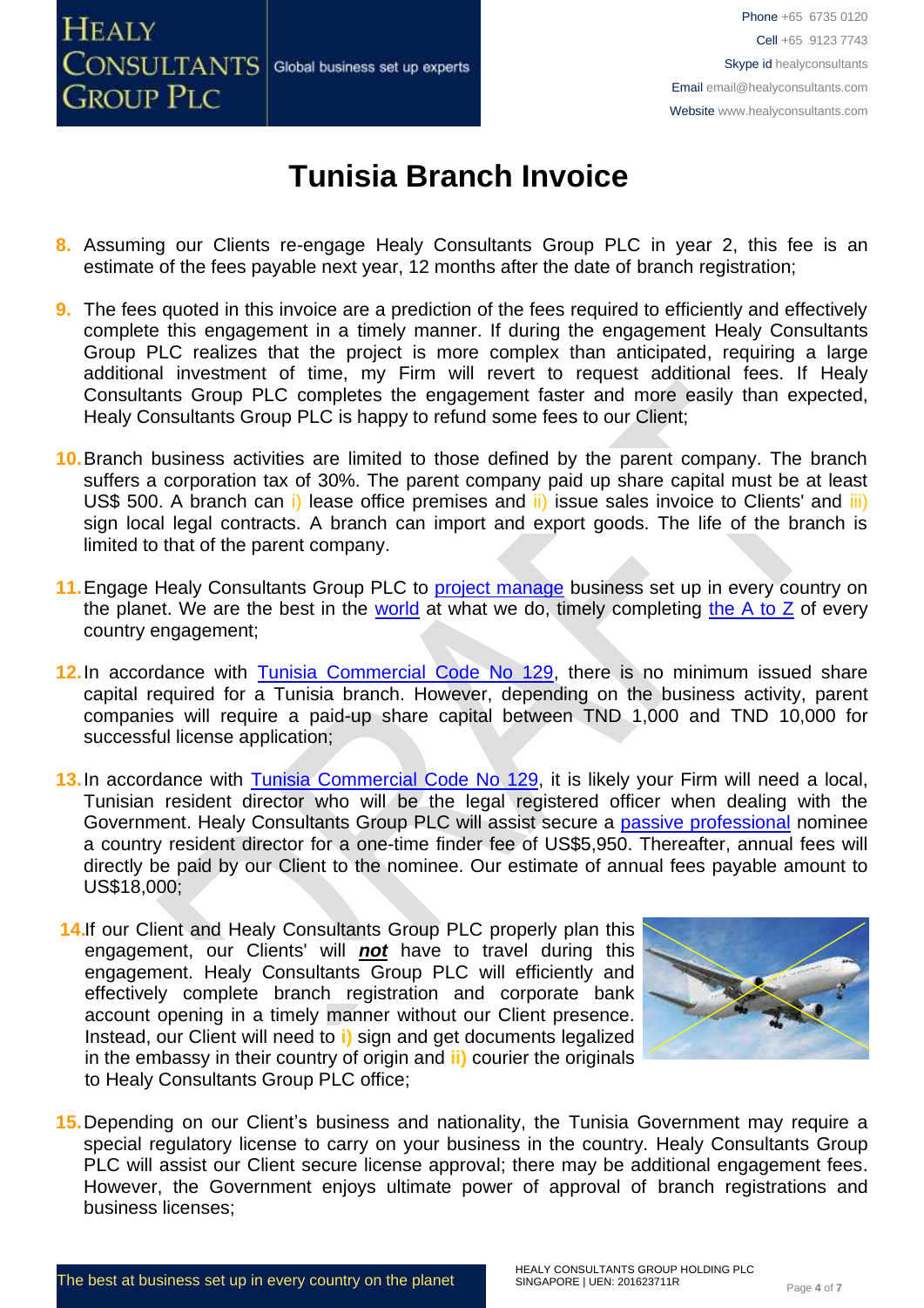# Tunisia Branch Invoice

8. Assuming our Clients re-engage Healy Consultants Group PLC in year 2, this fee is an estimate of the fees payable next year, 12 months after the date of branch registration;

9. The fees quoted in this invoice are a prediction of the fees required to efficiently and effectively complete this engagement in a timely manner. If during the engagement Healy Consultants Group PLC realizes that the project is more complex than anticipated, requiring a large additional investment of time, my Firm will revert to request additional fees. If Healy Consultants Group PLC completes the engagement faster and more easily than expected, Healy Consultants Group PLC is happy to refund some fees to our Client;

10. Branch business activities are limited to those defined by the parent company. The branch suffers a corporation tax of 30%. The parent company paid up share capital must be at least US$ 500. A branch can i) lease office premises and ii) issue sales invoice to Clients' and iii) sign local legal contracts. A branch can import and export goods. The life of the branch is limited to that of the parent company.

11. Engage Healy Consultants Group PLC to project manage business set up in every country on the planet. We are the best in the world at what we do, timely completing the A to Z of every country engagement;

12. In accordance with Tunisia Commercial Code No 129, there is no minimum issued share capital required for a Tunisia branch. However, depending on the business activity, parent companies will require a paid-up share capital between TND 1,000 and TND 10,000 for successful license application;

13. In accordance with Tunisia Commercial Code No 129, it is likely your Firm will need a local, Tunisian resident director who will be the legal registered officer when dealing with the Government. Healy Consultants Group PLC will assist secure a passive professional nominee a country resident director for a one-time finder fee of US$5,950. Thereafter, annual fees will directly be paid by our Client to the nominee. Our estimate of annual fees payable amount to US$18,000;

14. If our Client and Healy Consultants Group PLC properly plan this engagement, our Clients' will ***not*** have to travel during this engagement. Healy Consultants Group PLC will efficiently and effectively complete branch registration and corporate bank account opening in a timely manner without our Client presence. Instead, our Client will need to i) sign and get documents legalized in the embassy in their country of origin and ii) courier the originals to Healy Consultants Group PLC office;

15. Depending on our Client's business and nationality, the Tunisia Government may require a special regulatory license to carry on your business in the country. Healy Consultants Group PLC will assist our Client secure license approval; there may be additional engagement fees. However, the Government enjoys ultimate power of approval of branch registrations and business licenses;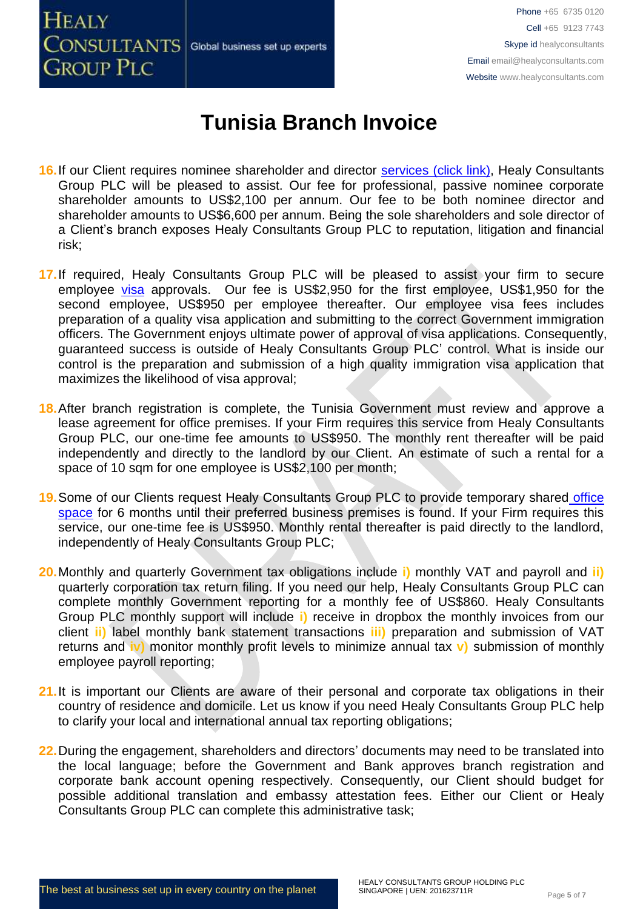# Tunisia Branch Invoice

16. If our Client requires nominee shareholder and director services (click link), Healy Consultants Group PLC will be pleased to assist. Our fee for professional, passive nominee corporate shareholder amounts to US$2,100 per annum. Our fee to be both nominee director and shareholder amounts to US$6,600 per annum. Being the sole shareholders and sole director of a Client's branch exposes Healy Consultants Group PLC to reputation, litigation and financial risk;

17. If required, Healy Consultants Group PLC will be pleased to assist your firm to secure employee visa approvals. Our fee is US$2,950 for the first employee, US$1,950 for the second employee, US$950 per employee thereafter. Our employee visa fees includes preparation of a quality visa application and submitting to the correct Government immigration officers. The Government enjoys ultimate power of approval of visa applications. Consequently, guaranteed success is outside of Healy Consultants Group PLC' control. What is inside our control is the preparation and submission of a high quality immigration visa application that maximizes the likelihood of visa approval;

18. After branch registration is complete, the Tunisia Government must review and approve a lease agreement for office premises. If your Firm requires this service from Healy Consultants Group PLC, our one-time fee amounts to US$950. The monthly rent thereafter will be paid independently and directly to the landlord by our Client. An estimate of such a rental for a space of 10 sqm for one employee is US$2,100 per month;

19. Some of our Clients request Healy Consultants Group PLC to provide temporary shared office space for 6 months until their preferred business premises is found. If your Firm requires this service, our one-time fee is US$950. Monthly rental thereafter is paid directly to the landlord, independently of Healy Consultants Group PLC;

20. Monthly and quarterly Government tax obligations include **i)** monthly VAT and payroll and **ii)** quarterly corporation tax return filing. If you need our help, Healy Consultants Group PLC can complete monthly Government reporting for a monthly fee of US$860. Healy Consultants Group PLC monthly support will include **i)** receive in dropbox the monthly invoices from our client **ii)** label monthly bank statement transactions **iii)** preparation and submission of VAT returns and **iv)** monitor monthly profit levels to minimize annual tax **v)** submission of monthly employee payroll reporting;

21. It is important our Clients are aware of their personal and corporate tax obligations in their country of residence and domicile. Let us know if you need Healy Consultants Group PLC help to clarify your local and international annual tax reporting obligations;

22. During the engagement, shareholders and directors' documents may need to be translated into the local language; before the Government and Bank approves branch registration and corporate bank account opening respectively. Consequently, our Client should budget for possible additional translation and embassy attestation fees. Either our Client or Healy Consultants Group PLC can complete this administrative task;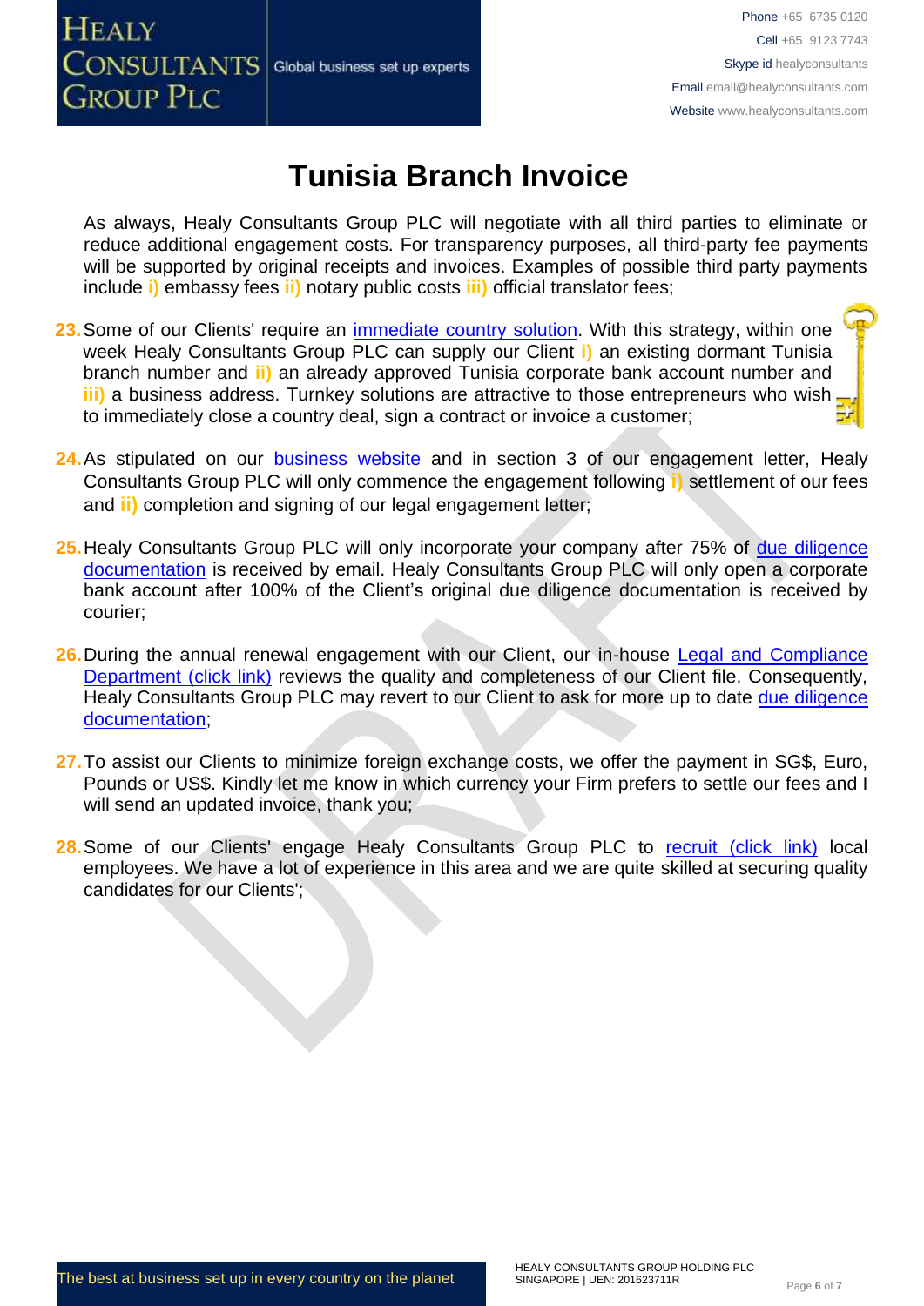# Tunisia Branch Invoice

As always, Healy Consultants Group PLC will negotiate with all third parties to eliminate or reduce additional engagement costs. For transparency purposes, all third-party fee payments will be supported by original receipts and invoices. Examples of possible third party payments include **i)** embassy fees **ii)** notary public costs **iii)** official translator fees;

23. Some of our Clients' require an immediate country solution. With this strategy, within one week Healy Consultants Group PLC can supply our Client **i)** an existing dormant Tunisia branch number and **ii)** an already approved Tunisia corporate bank account number and **iii)** a business address. Turnkey solutions are attractive to those entrepreneurs who wish to immediately close a country deal, sign a contract or invoice a customer;

24. As stipulated on our business website and in section 3 of our engagement letter, Healy Consultants Group PLC will only commence the engagement following **i)** settlement of our fees and **ii)** completion and signing of our legal engagement letter;

25. Healy Consultants Group PLC will only incorporate your company after 75% of due diligence documentation is received by email. Healy Consultants Group PLC will only open a corporate bank account after 100% of the Client's original due diligence documentation is received by courier;

26. During the annual renewal engagement with our Client, our in-house Legal and Compliance Department (click link) reviews the quality and completeness of our Client file. Consequently, Healy Consultants Group PLC may revert to our Client to ask for more up to date due diligence documentation;

27. To assist our Clients to minimize foreign exchange costs, we offer the payment in SG$, Euro, Pounds or US$. Kindly let me know in which currency your Firm prefers to settle our fees and I will send an updated invoice, thank you;

28. Some of our Clients' engage Healy Consultants Group PLC to recruit (click link) local employees. We have a lot of experience in this area and we are quite skilled at securing quality candidates for our Clients';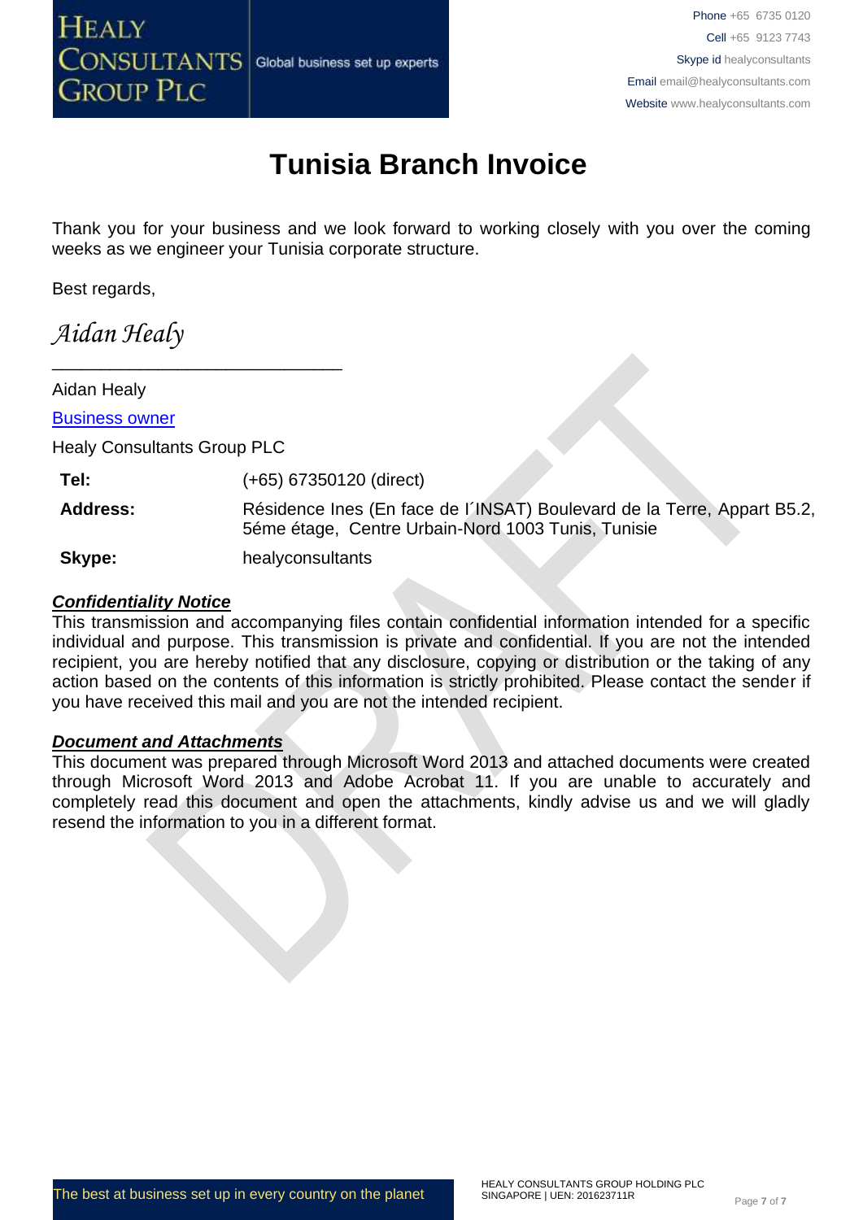# Tunisia Branch Invoice

Thank you for your business and we look forward to working closely with you over the coming weeks as we engineer your Tunisia corporate structure.

Best regards,

*Aidan Healy*

\_\_\_\_\_\_\_\_\_\_\_\_\_\_\_\_\_\_\_\_\_\_\_\_\_\_\_\_\_\_

Aidan Healy

Business owner

Healy Consultants Group PLC

| | |
|---|---|
| **Tel:** | (+65) 67350120 (direct) |
| **Address:** | Résidence Ines (En face de l´INSAT) Boulevard de la Terre, Appart B5.2, 5éme étage, Centre Urbain-Nord 1003 Tunis, Tunisie |
| **Skype:** | healyconsultants |

***Confidentiality Notice***

This transmission and accompanying files contain confidential information intended for a specific individual and purpose. This transmission is private and confidential. If you are not the intended recipient, you are hereby notified that any disclosure, copying or distribution or the taking of any action based on the contents of this information is strictly prohibited. Please contact the sender if you have received this mail and you are not the intended recipient.

***Document and Attachments***

This document was prepared through Microsoft Word 2013 and attached documents were created through Microsoft Word 2013 and Adobe Acrobat 11. If you are unable to accurately and completely read this document and open the attachments, kindly advise us and we will gladly resend the information to you in a different format.